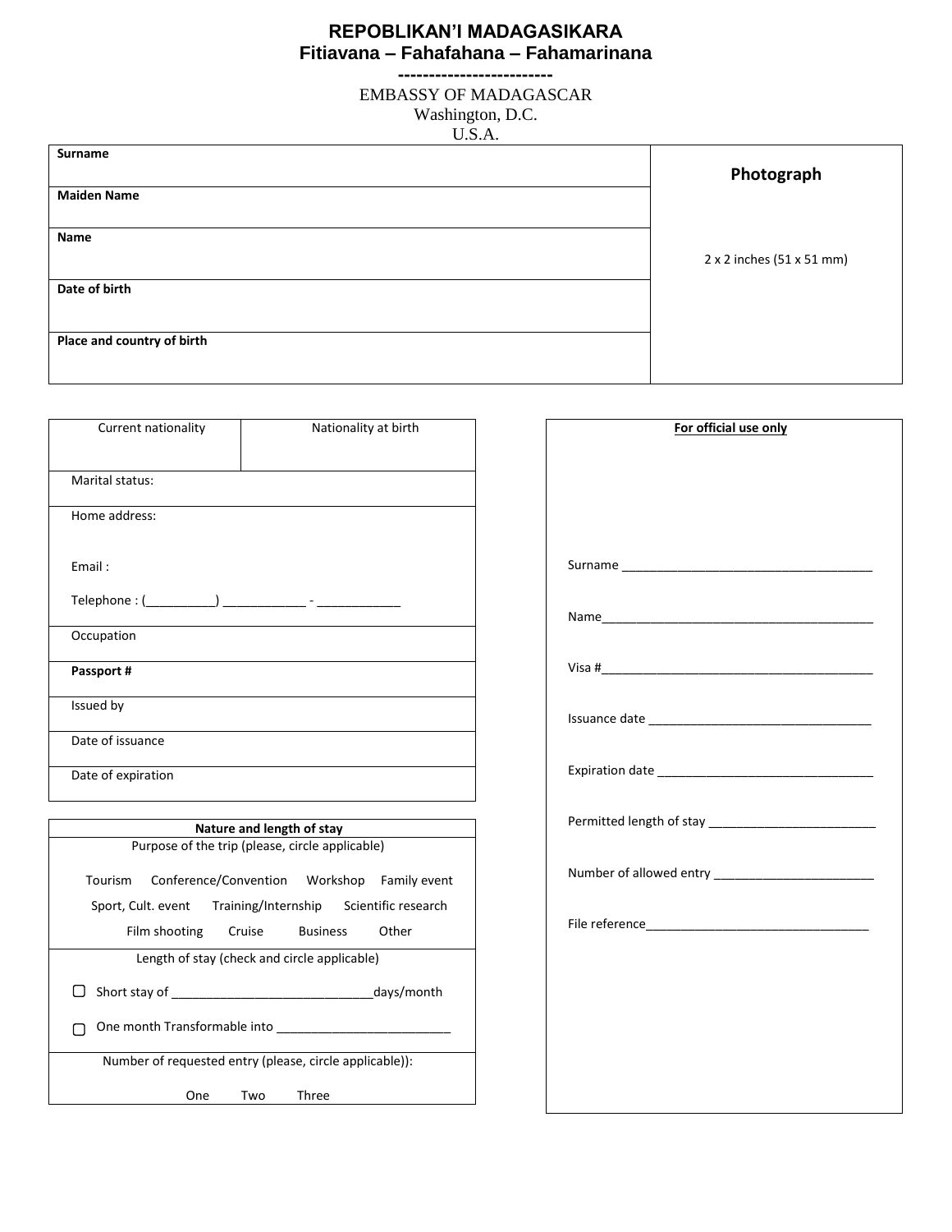**REPOBLIKAN'I MADAGASIKARA**
**Fitiavana – Fahafahana – Fahamarinana**
**------------------------**

EMBASSY OF MADAGASCAR
Washington, D.C.
U.S.A.

| | |
|---|---|
| **Surname** | **Photograph**<br><br>2 x 2 inches (51 x 51 mm) |
| **Maiden Name** | |
| **Name** | |
| **Date of birth** | |
| **Place and country of birth** | |

| | |
|---|---|
| Current nationality | Nationality at birth |
| Marital status: | |
| Home address:<br><br>Email :<br><br>Telephone : (__________) ____________ - ____________ | |
| Occupation | |
| **Passport #** | |
| Issued by | |
| Date of issuance | |
| Date of expiration | |

| **Nature and length of stay** |
|---|
| Purpose of the trip (please, circle applicable)<br><br>Tourism Conference/Convention Workshop Family event<br>Sport, Cult. event Training/Internship Scientific research<br>Film shooting Cruise Business Other |
| Length of stay (check and circle applicable)<br><br>▢ Short stay of ____________________________days/month<br><br>▢ One month Transformable into _________________________ |
| Number of requested entry (please, circle applicable)):<br><br>One Two Three |

**<u>For official use only</u>**

Surname ____________________________________

Name_______________________________________

Visa #______________________________________

Issuance date ________________________________

Expiration date _______________________________

Permitted length of stay ________________________

Number of allowed entry _______________________

File reference________________________________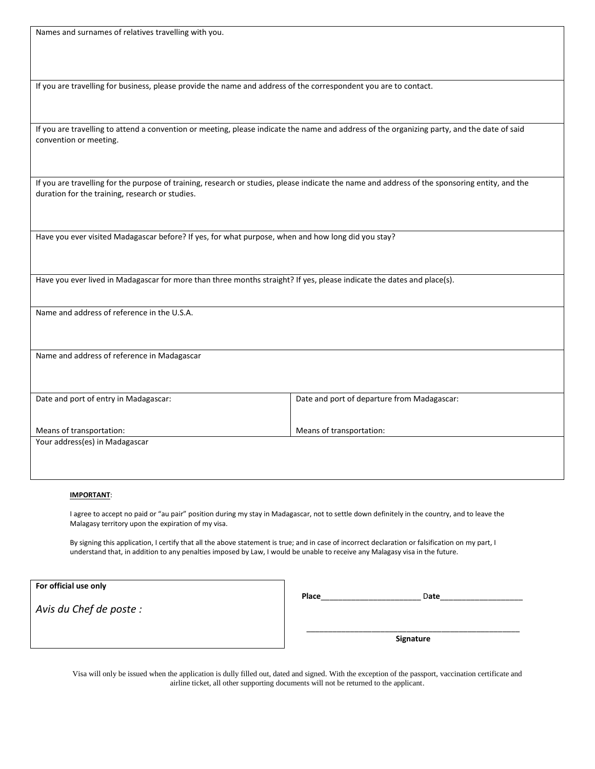Names and surnames of relatives travelling with you.

If you are travelling for business, please provide the name and address of the correspondent you are to contact.

If you are travelling to attend a convention or meeting, please indicate the name and address of the organizing party, and the date of said convention or meeting.

If you are travelling for the purpose of training, research or studies, please indicate the name and address of the sponsoring entity, and the duration for the training, research or studies.

Have you ever visited Madagascar before? If yes, for what purpose, when and how long did you stay?

Have you ever lived in Madagascar for more than three months straight? If yes, please indicate the dates and place(s).

Name and address of reference in the U.S.A.

Name and address of reference in Madagascar

| | |
|---|---|
| Date and port of entry in Madagascar:<br><br>Means of transportation: | Date and port of departure from Madagascar:<br><br>Means of transportation: |

Your address(es) in Madagascar

**IMPORTANT**:

I agree to accept no paid or "au pair" position during my stay in Madagascar, not to settle down definitely in the country, and to leave the Malagasy territory upon the expiration of my visa.

By signing this application, I certify that all the above statement is true; and in case of incorrect declaration or falsification on my part, I understand that, in addition to any penalties imposed by Law, I would be unable to receive any Malagasy visa in the future.

**For official use only**

*Avis du Chef de poste :*

**Place**_______________________ **Date**___________________

_______________________________________________

**Signature**

Visa will only be issued when the application is dully filled out, dated and signed. With the exception of the passport, vaccination certificate and airline ticket, all other supporting documents will not be returned to the applicant.